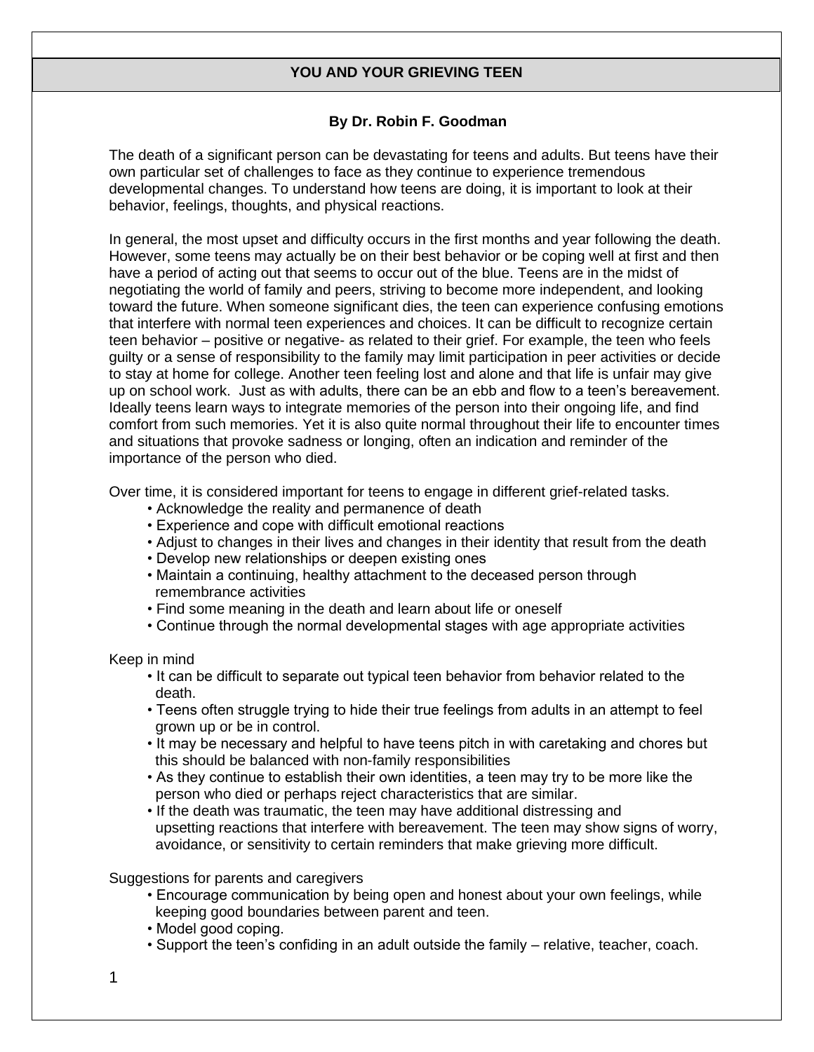# YOU AND YOUR GRIEVING TEEN

**By Dr. Robin F. Goodman**

The death of a significant person can be devastating for teens and adults. But teens have their own particular set of challenges to face as they continue to experience tremendous developmental changes. To understand how teens are doing, it is important to look at their behavior, feelings, thoughts, and physical reactions.

In general, the most upset and difficulty occurs in the first months and year following the death. However, some teens may actually be on their best behavior or be coping well at first and then have a period of acting out that seems to occur out of the blue. Teens are in the midst of negotiating the world of family and peers, striving to become more independent, and looking toward the future. When someone significant dies, the teen can experience confusing emotions that interfere with normal teen experiences and choices. It can be difficult to recognize certain teen behavior – positive or negative- as related to their grief. For example, the teen who feels guilty or a sense of responsibility to the family may limit participation in peer activities or decide to stay at home for college. Another teen feeling lost and alone and that life is unfair may give up on school work. Just as with adults, there can be an ebb and flow to a teen's bereavement. Ideally teens learn ways to integrate memories of the person into their ongoing life, and find comfort from such memories. Yet it is also quite normal throughout their life to encounter times and situations that provoke sadness or longing, often an indication and reminder of the importance of the person who died.

Over time, it is considered important for teens to engage in different grief-related tasks.

- Acknowledge the reality and permanence of death
- Experience and cope with difficult emotional reactions
- Adjust to changes in their lives and changes in their identity that result from the death
- Develop new relationships or deepen existing ones
- Maintain a continuing, healthy attachment to the deceased person through remembrance activities
- Find some meaning in the death and learn about life or oneself
- Continue through the normal developmental stages with age appropriate activities

Keep in mind

- It can be difficult to separate out typical teen behavior from behavior related to the death.
- Teens often struggle trying to hide their true feelings from adults in an attempt to feel grown up or be in control.
- It may be necessary and helpful to have teens pitch in with caretaking and chores but this should be balanced with non-family responsibilities
- As they continue to establish their own identities, a teen may try to be more like the person who died or perhaps reject characteristics that are similar.
- If the death was traumatic, the teen may have additional distressing and upsetting reactions that interfere with bereavement. The teen may show signs of worry, avoidance, or sensitivity to certain reminders that make grieving more difficult.

Suggestions for parents and caregivers

- Encourage communication by being open and honest about your own feelings, while keeping good boundaries between parent and teen.
- Model good coping.
- Support the teen's confiding in an adult outside the family – relative, teacher, coach.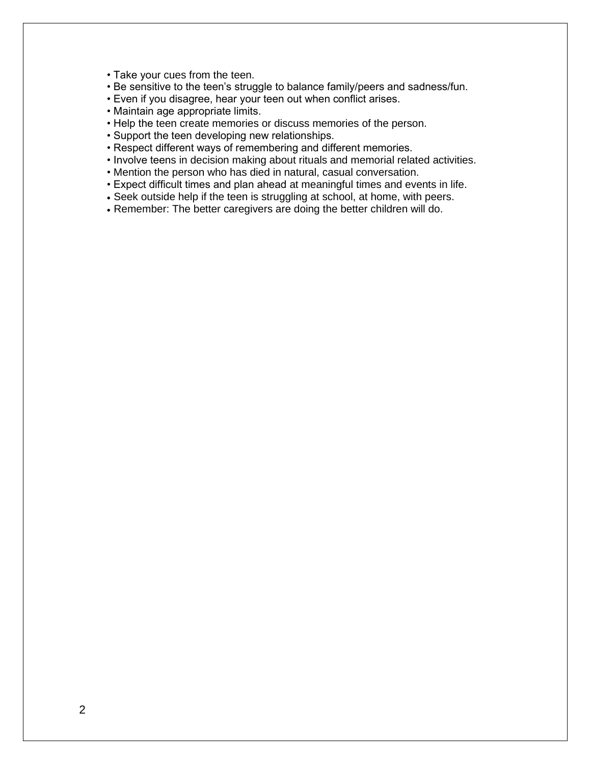- Take your cues from the teen.
- Be sensitive to the teen’s struggle to balance family/peers and sadness/fun.
- Even if you disagree, hear your teen out when conflict arises.
- Maintain age appropriate limits.
- Help the teen create memories or discuss memories of the person.
- Support the teen developing new relationships.
- Respect different ways of remembering and different memories.
- Involve teens in decision making about rituals and memorial related activities.
- Mention the person who has died in natural, casual conversation.
- Expect difficult times and plan ahead at meaningful times and events in life.
- Seek outside help if the teen is struggling at school, at home, with peers.
- Remember: The better caregivers are doing the better children will do.